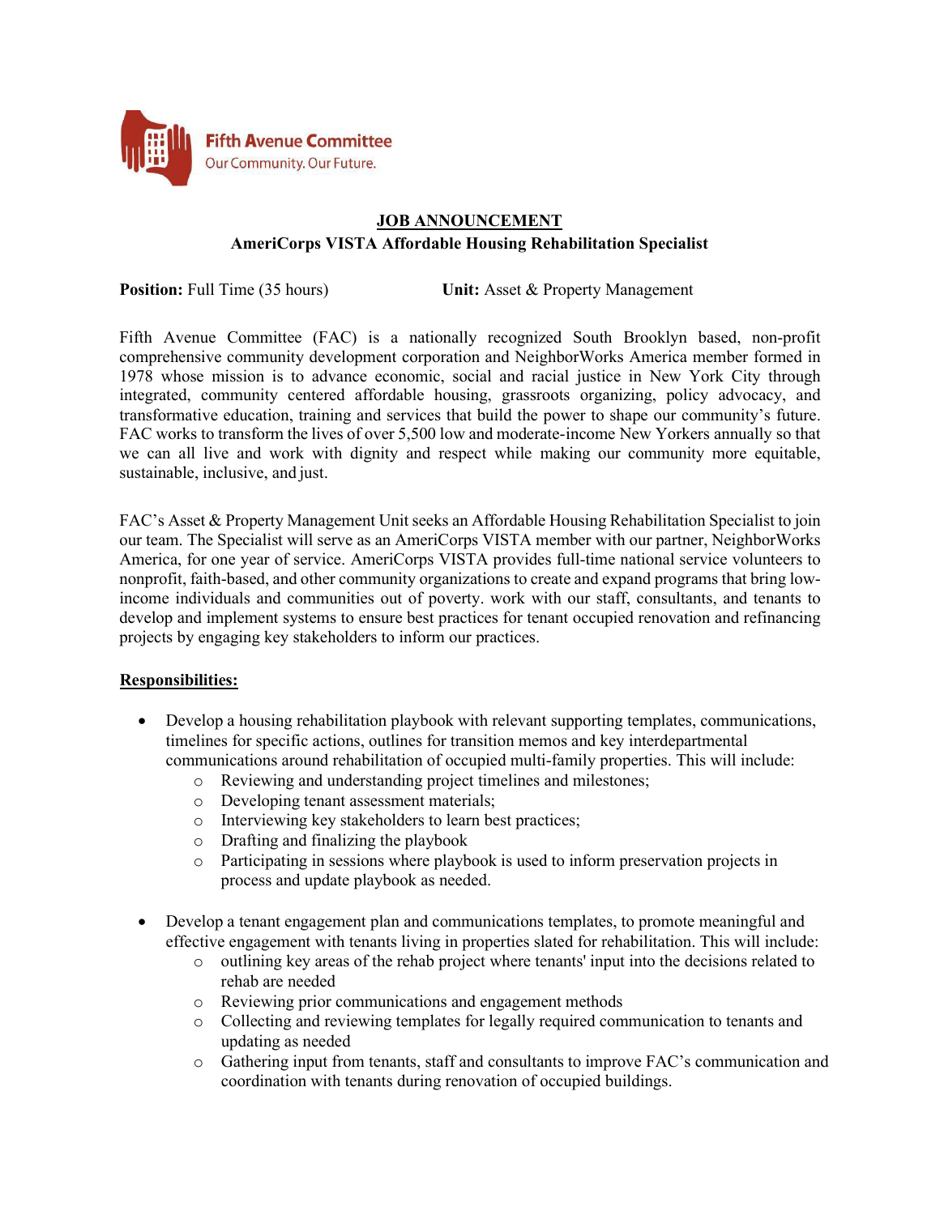Fifth Avenue Committee
Our Community. Our Future.

# JOB ANNOUNCEMENT

## AmeriCorps VISTA Affordable Housing Rehabilitation Specialist

**Position:** Full Time (35 hours) **Unit:** Asset & Property Management

Fifth Avenue Committee (FAC) is a nationally recognized South Brooklyn based, non-profit comprehensive community development corporation and NeighborWorks America member formed in 1978 whose mission is to advance economic, social and racial justice in New York City through integrated, community centered affordable housing, grassroots organizing, policy advocacy, and transformative education, training and services that build the power to shape our community's future. FAC works to transform the lives of over 5,500 low and moderate-income New Yorkers annually so that we can all live and work with dignity and respect while making our community more equitable, sustainable, inclusive, and just.

FAC's Asset & Property Management Unit seeks an Affordable Housing Rehabilitation Specialist to join our team. The Specialist will serve as an AmeriCorps VISTA member with our partner, NeighborWorks America, for one year of service. AmeriCorps VISTA provides full-time national service volunteers to nonprofit, faith-based, and other community organizations to create and expand programs that bring low-income individuals and communities out of poverty. work with our staff, consultants, and tenants to develop and implement systems to ensure best practices for tenant occupied renovation and refinancing projects by engaging key stakeholders to inform our practices.

**Responsibilities:**

- Develop a housing rehabilitation playbook with relevant supporting templates, communications, timelines for specific actions, outlines for transition memos and key interdepartmental communications around rehabilitation of occupied multi-family properties. This will include:
  - Reviewing and understanding project timelines and milestones;
  - Developing tenant assessment materials;
  - Interviewing key stakeholders to learn best practices;
  - Drafting and finalizing the playbook
  - Participating in sessions where playbook is used to inform preservation projects in process and update playbook as needed.
- Develop a tenant engagement plan and communications templates, to promote meaningful and effective engagement with tenants living in properties slated for rehabilitation. This will include:
  - outlining key areas of the rehab project where tenants' input into the decisions related to rehab are needed
  - Reviewing prior communications and engagement methods
  - Collecting and reviewing templates for legally required communication to tenants and updating as needed
  - Gathering input from tenants, staff and consultants to improve FAC's communication and coordination with tenants during renovation of occupied buildings.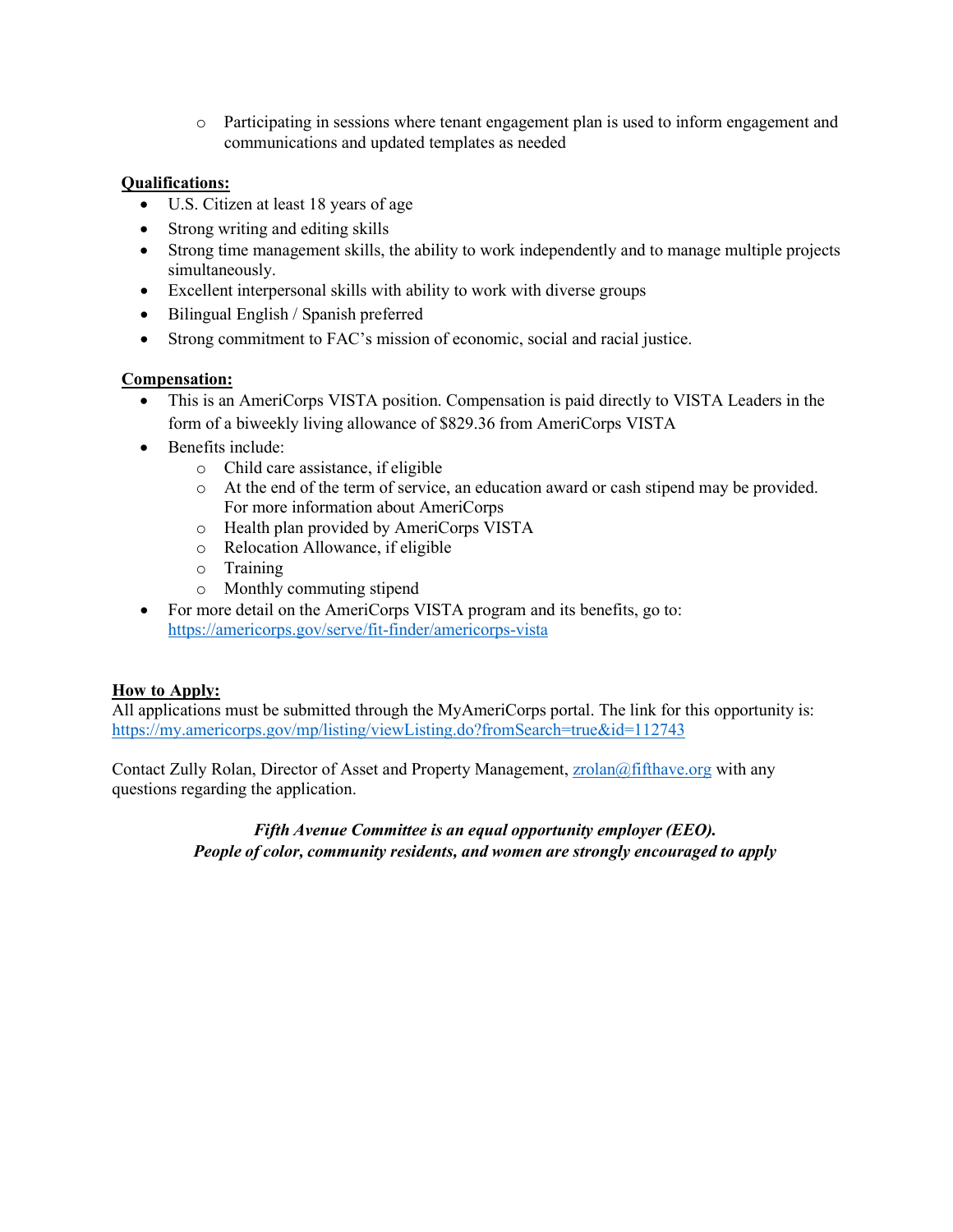- Participating in sessions where tenant engagement plan is used to inform engagement and communications and updated templates as needed

**<u>Qualifications:</u>**

- U.S. Citizen at least 18 years of age
- Strong writing and editing skills
- Strong time management skills, the ability to work independently and to manage multiple projects simultaneously.
- Excellent interpersonal skills with ability to work with diverse groups
- Bilingual English / Spanish preferred
- Strong commitment to FAC's mission of economic, social and racial justice.

**<u>Compensation:</u>**

- This is an AmeriCorps VISTA position. Compensation is paid directly to VISTA Leaders in the form of a biweekly living allowance of $829.36 from AmeriCorps VISTA
- Benefits include:
    - Child care assistance, if eligible
    - At the end of the term of service, an education award or cash stipend may be provided. For more information about AmeriCorps
    - Health plan provided by AmeriCorps VISTA
    - Relocation Allowance, if eligible
    - Training
    - Monthly commuting stipend
- For more detail on the AmeriCorps VISTA program and its benefits, go to: https://americorps.gov/serve/fit-finder/americorps-vista

**<u>How to Apply:</u>**

All applications must be submitted through the MyAmeriCorps portal. The link for this opportunity is: https://my.americorps.gov/mp/listing/viewListing.do?fromSearch=true&id=112743

Contact Zully Rolan, Director of Asset and Property Management, zrolan@fifthave.org with any questions regarding the application.

***Fifth Avenue Committee is an equal opportunity employer (EEO).***
***People of color, community residents, and women are strongly encouraged to apply***